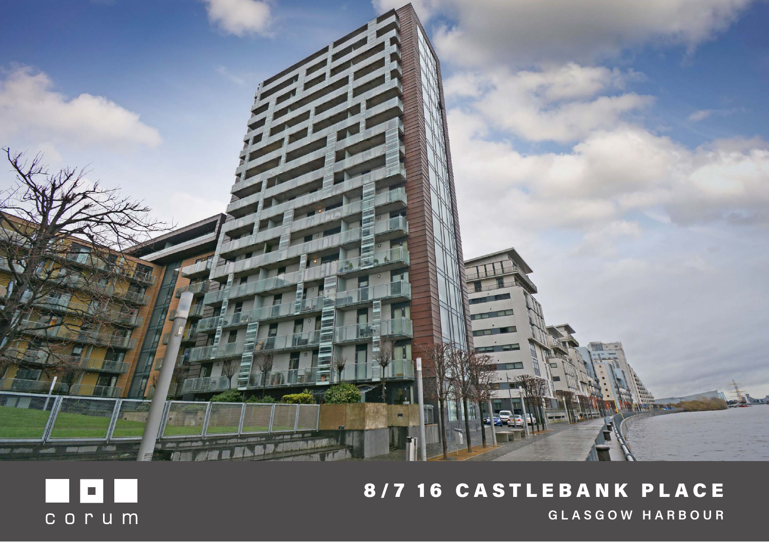corum

# 8/7 16 CASTLEBANK PLACE

## GLASGOW HARBOUR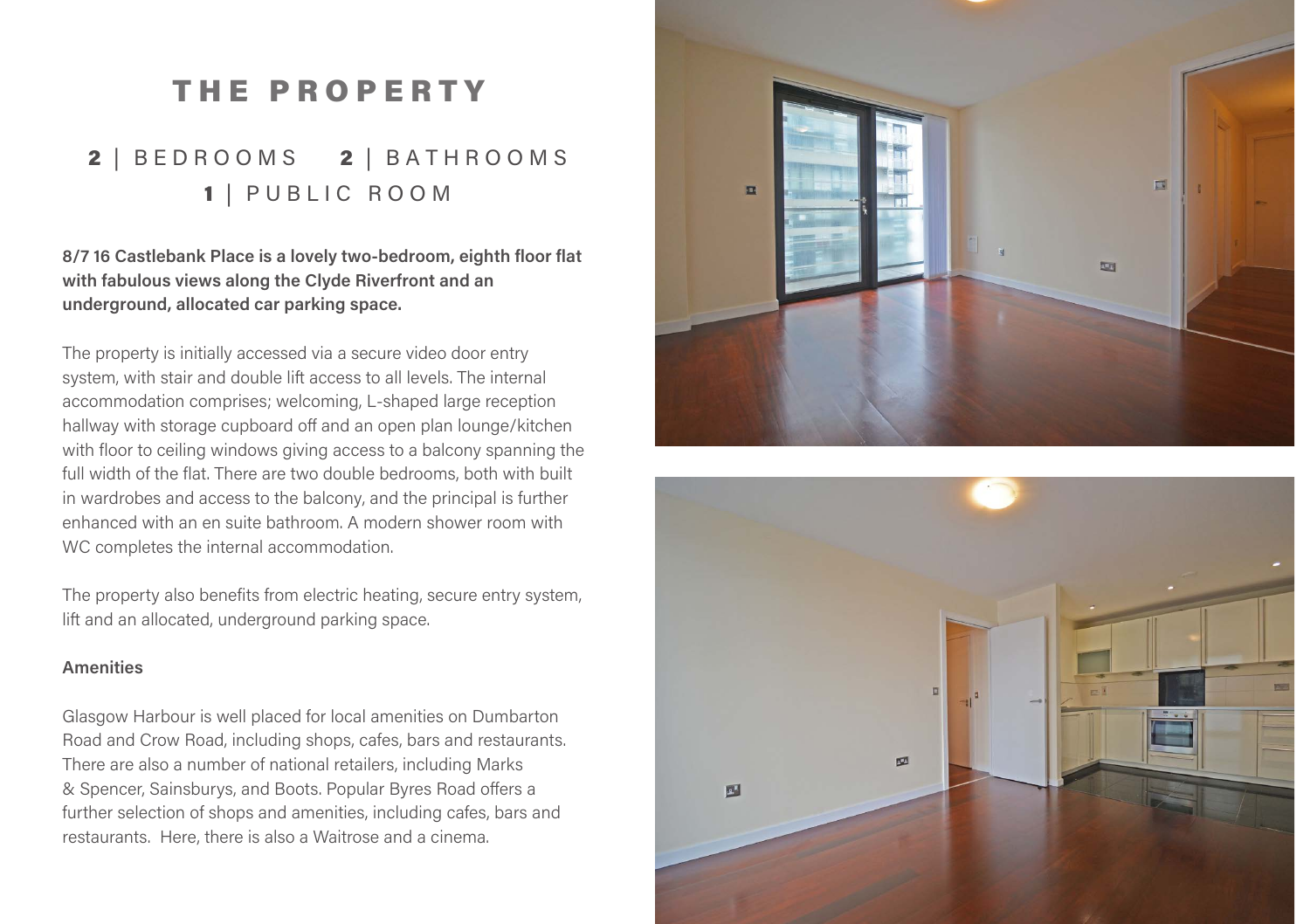# THE PROPERTY

**2** | BEDROOMS **2** | BATHROOMS
**1** | PUBLIC ROOM

**8/7 16 Castlebank Place is a lovely two-bedroom, eighth floor flat with fabulous views along the Clyde Riverfront and an underground, allocated car parking space.**

The property is initially accessed via a secure video door entry system, with stair and double lift access to all levels. The internal accommodation comprises; welcoming, L-shaped large reception hallway with storage cupboard off and an open plan lounge/kitchen with floor to ceiling windows giving access to a balcony spanning the full width of the flat. There are two double bedrooms, both with built in wardrobes and access to the balcony, and the principal is further enhanced with an en suite bathroom. A modern shower room with WC completes the internal accommodation.

The property also benefits from electric heating, secure entry system, lift and an allocated, underground parking space.

**Amenities**

Glasgow Harbour is well placed for local amenities on Dumbarton Road and Crow Road, including shops, cafes, bars and restaurants. There are also a number of national retailers, including Marks & Spencer, Sainsburys, and Boots. Popular Byres Road offers a further selection of shops and amenities, including cafes, bars and restaurants. Here, there is also a Waitrose and a cinema.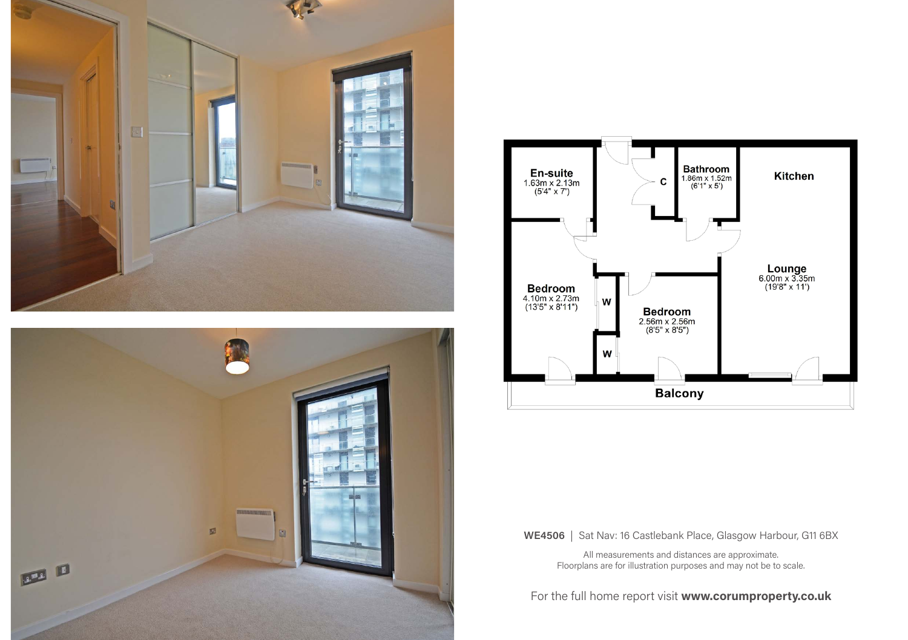**En-suite**
1.63m x 2.13m
(5'4" x 7')

**C**

**Bathroom**
1.86m x 1.52m
(6'1" x 5')

**Kitchen**

**Lounge**
6.00m x 3.35m
(19'8" x 11')

**Bedroom**
4.10m x 2.73m
(13'5" x 8'11")

**W**

**W**

**Bedroom**
2.56m x 2.56m
(8'5" x 8'5")

**Balcony**

**WE4506** | Sat Nav: 16 Castlebank Place, Glasgow Harbour, G11 6BX

All measurements and distances are approximate.
Floorplans are for illustration purposes and may not be to scale.

For the full home report visit **www.corumproperty.co.uk**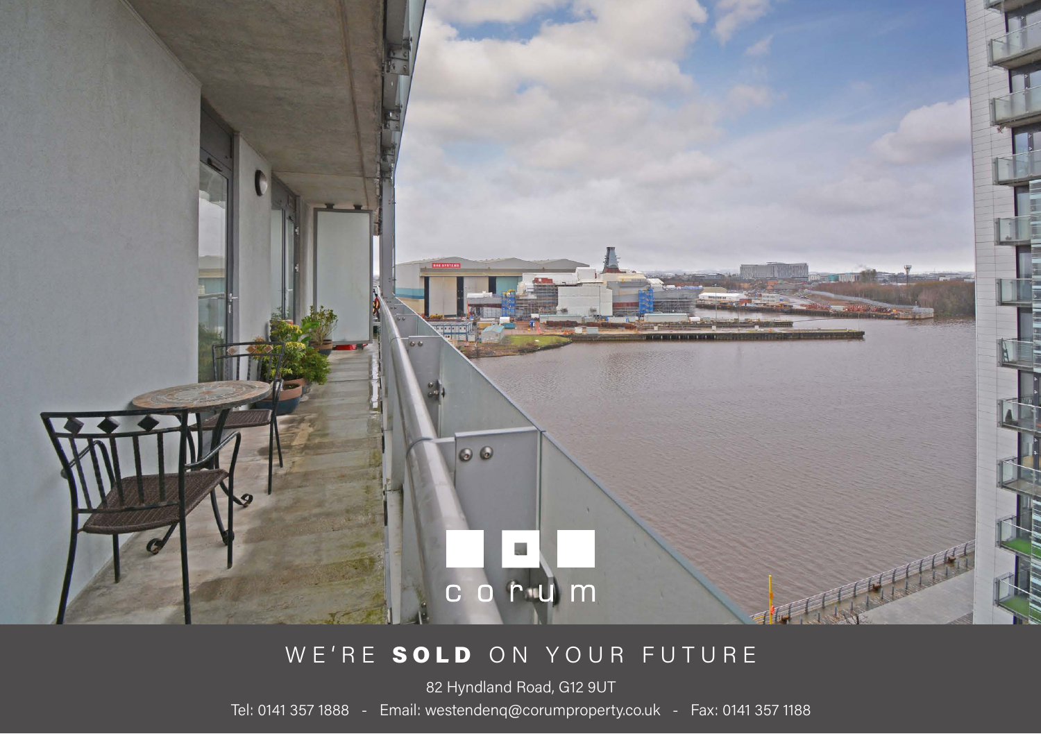corum

WE'RE **SOLD** ON YOUR FUTURE

82 Hyndland Road, G12 9UT

Tel: 0141 357 1888 - Email: westendenq@corumproperty.co.uk - Fax: 0141 357 1188